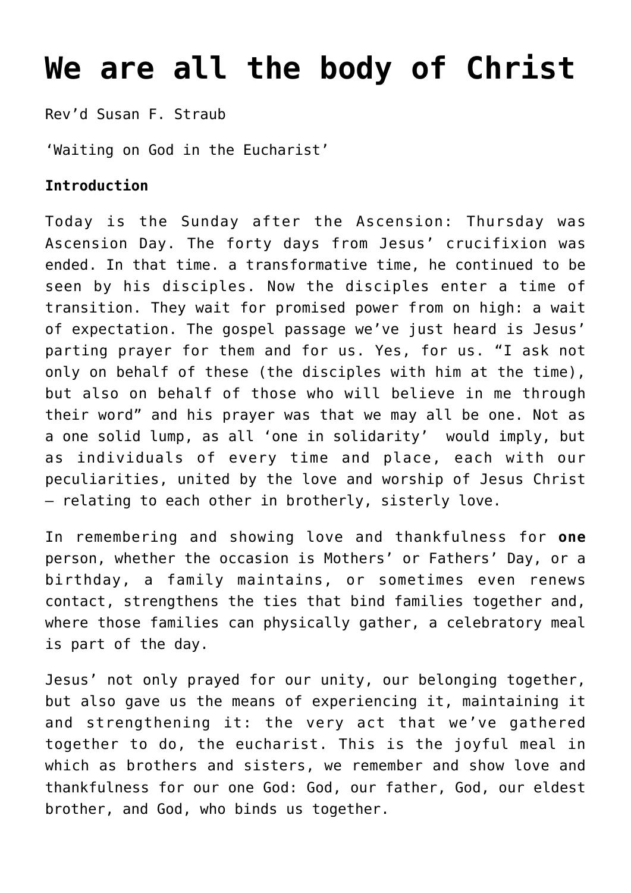# We are all the body of Christ

Rev'd Susan F. Straub

'Waiting on God in the Eucharist'

**Introduction**

Today is the Sunday after the Ascension: Thursday was Ascension Day. The forty days from Jesus' crucifixion was ended. In that time. a transformative time, he continued to be seen by his disciples. Now the disciples enter a time of transition. They wait for promised power from on high: a wait of expectation. The gospel passage we've just heard is Jesus' parting prayer for them and for us. Yes, for us. "I ask not only on behalf of these (the disciples with him at the time), but also on behalf of those who will believe in me through their word" and his prayer was that we may all be one. Not as a one solid lump, as all 'one in solidarity' would imply, but as individuals of every time and place, each with our peculiarities, united by the love and worship of Jesus Christ – relating to each other in brotherly, sisterly love.

In remembering and showing love and thankfulness for **one** person, whether the occasion is Mothers' or Fathers' Day, or a birthday, a family maintains, or sometimes even renews contact, strengthens the ties that bind families together and, where those families can physically gather, a celebratory meal is part of the day.

Jesus' not only prayed for our unity, our belonging together, but also gave us the means of experiencing it, maintaining it and strengthening it: the very act that we've gathered together to do, the eucharist. This is the joyful meal in which as brothers and sisters, we remember and show love and thankfulness for our one God: God, our father, God, our eldest brother, and God, who binds us together.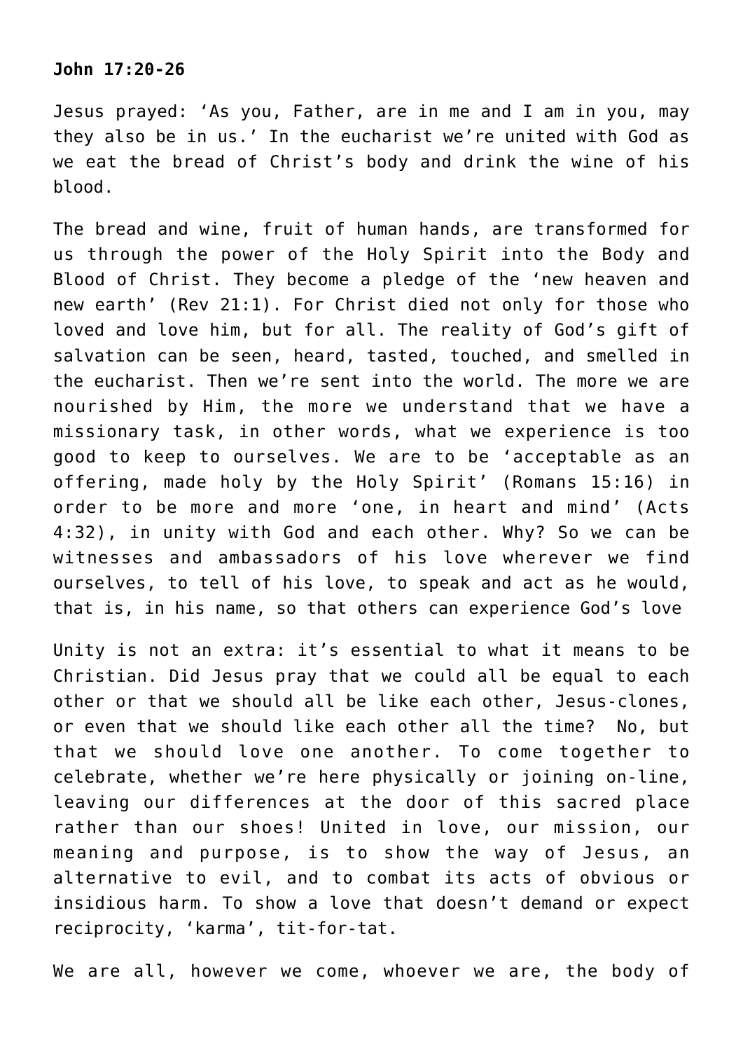**John 17:20-26**

Jesus prayed: 'As you, Father, are in me and I am in you, may they also be in us.' In the eucharist we're united with God as we eat the bread of Christ's body and drink the wine of his blood.

The bread and wine, fruit of human hands, are transformed for us through the power of the Holy Spirit into the Body and Blood of Christ. They become a pledge of the 'new heaven and new earth' (Rev 21:1). For Christ died not only for those who loved and love him, but for all. The reality of God's gift of salvation can be seen, heard, tasted, touched, and smelled in the eucharist. Then we're sent into the world. The more we are nourished by Him, the more we understand that we have a missionary task, in other words, what we experience is too good to keep to ourselves. We are to be 'acceptable as an offering, made holy by the Holy Spirit' (Romans 15:16) in order to be more and more 'one, in heart and mind' (Acts 4:32), in unity with God and each other. Why? So we can be witnesses and ambassadors of his love wherever we find ourselves, to tell of his love, to speak and act as he would, that is, in his name, so that others can experience God's love

Unity is not an extra: it's essential to what it means to be Christian. Did Jesus pray that we could all be equal to each other or that we should all be like each other, Jesus-clones, or even that we should like each other all the time? No, but that we should love one another. To come together to celebrate, whether we're here physically or joining on-line, leaving our differences at the door of this sacred place rather than our shoes! United in love, our mission, our meaning and purpose, is to show the way of Jesus, an alternative to evil, and to combat its acts of obvious or insidious harm. To show a love that doesn't demand or expect reciprocity, 'karma', tit-for-tat.

We are all, however we come, whoever we are, the body of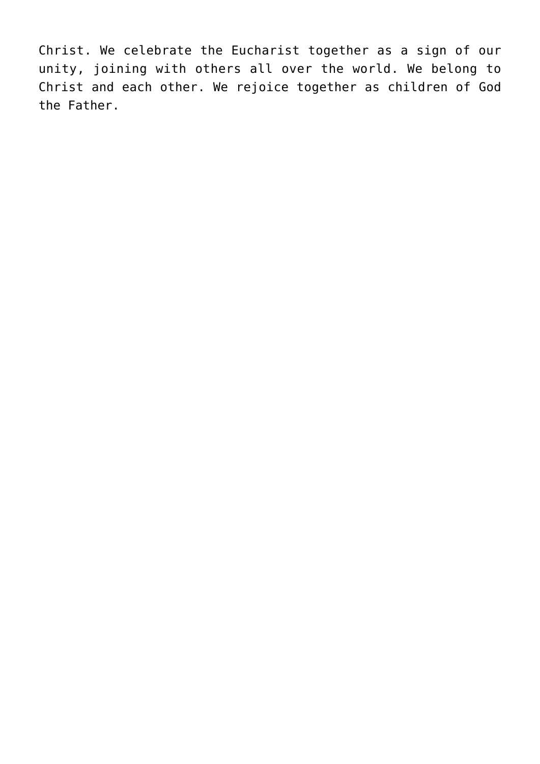Christ. We celebrate the Eucharist together as a sign of our unity, joining with others all over the world. We belong to Christ and each other. We rejoice together as children of God the Father.